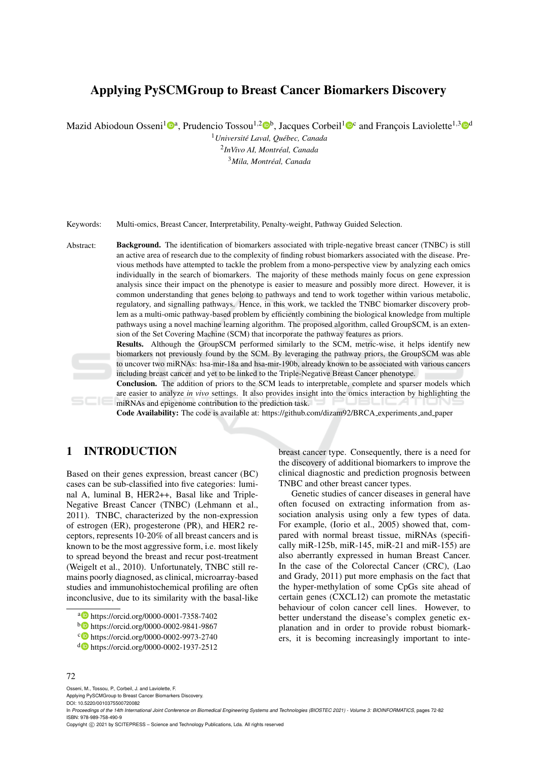# Applying PySCMGroup to Breast Cancer Biomarkers Discovery

Mazid Abiodun Osseni[1][a], Prudencio Tossou[1,2][b], Jacques Corbeil[1][c] and François Laviolette[1,3][d]

[1]*Université Laval, Québec, Canada*
[2]*InVivo AI, Montréal, Canada*
[3]*Mila, Montréal, Canada*

Keywords: Multi-omics, Breast Cancer, Interpretability, Penalty-weight, Pathway Guided Selection.

Abstract: **Background.** The identification of biomarkers associated with triple-negative breast cancer (TNBC) is still an active area of research due to the complexity of finding robust biomarkers associated with the disease. Previous methods have attempted to tackle the problem from a mono-perspective view by analyzing each omics individually in the search of biomarkers. The majority of these methods mainly focus on gene expression analysis since their impact on the phenotype is easier to measure and possibly more direct. However, it is common understanding that genes belong to pathways and tend to work together within various metabolic, regulatory, and signalling pathways. Hence, in this work, we tackled the TNBC biomarker discovery problem as a multi-omic pathway-based problem by efficiently combining the biological knowledge from multiple pathways using a novel machine learning algorithm. The proposed algorithm, called GroupSCM, is an extension of the Set Covering Machine (SCM) that incorporate the pathway features as priors.
**Results.** Although the GroupSCM performed similarly to the SCM, metric-wise, it helps identify new biomarkers not previously found by the SCM. By leveraging the pathway priors, the GroupSCM was able to uncover two miRNAs: hsa-mir-18a and hsa-mir-190b, already known to be associated with various cancers including breast cancer and yet to be linked to the Triple-Negative Breast Cancer phenotype.
**Conclusion.** The addition of priors to the SCM leads to interpretable, complete and sparser models which are easier to analyze *in vivo* settings. It also provides insight into the omics interaction by highlighting the miRNAs and epigenome contribution to the prediction task.
**Code Availability:** The code is available at: https://github.com/dizam92/BRCA_experiments_and_paper

## 1 INTRODUCTION

Based on their genes expression, breast cancer (BC) cases can be sub-classified into five categories: luminal A, luminal B, HER2++, Basal like and Triple-Negative Breast Cancer (TNBC) (Lehmann et al., 2011). TNBC, characterized by the non-expression of estrogen (ER), progesterone (PR), and HER2 receptors, represents 10-20% of all breast cancers and is known to be the most aggressive form, i.e. most likely to spread beyond the breast and recur post-treatment (Weigelt et al., 2010). Unfortunately, TNBC still remains poorly diagnosed, as clinical, microarray-based studies and immunohistochemical profiling are often inconclusive, due to its similarity with the basal-like breast cancer type. Consequently, there is a need for the discovery of additional biomarkers to improve the clinical diagnostic and prediction prognosis between TNBC and other breast cancer types.

Genetic studies of cancer diseases in general have often focused on extracting information from association analysis using only a few types of data. For example, (Iorio et al., 2005) showed that, compared with normal breast tissue, miRNAs (specifically miR-125b, miR-145, miR-21 and miR-155) are also aberrantly expressed in human Breast Cancer. In the case of the Colorectal Cancer (CRC), (Lao and Grady, 2011) put more emphasis on the fact that the hyper-methylation of some CpGs site ahead of certain genes (CXCL12) can promote the metastatic behaviour of colon cancer cell lines. However, to better understand the disease's complex genetic explanation and in order to provide robust biomarkers, it is becoming increasingly important to inte-

[a] https://orcid.org/0000-0001-7358-7402
[b] https://orcid.org/0000-0002-9841-9867
[c] https://orcid.org/0000-0002-9973-2740
[d] https://orcid.org/0000-0002-1937-2512

Osseni, M., Tossou, P., Corbeil, J. and Laviolette, F.
Applying PySCMGroup to Breast Cancer Biomarkers Discovery.
DOI: 10.5220/0010375500720082
In *Proceedings of the 14th International Joint Conference on Biomedical Engineering Systems and Technologies (BIOSTEC 2021) - Volume 3: BIOINFORMATICS*, pages 72-82
ISBN: 978-989-758-490-9
Copyright © 2021 by SCITEPRESS – Science and Technology Publications, Lda. All rights reserved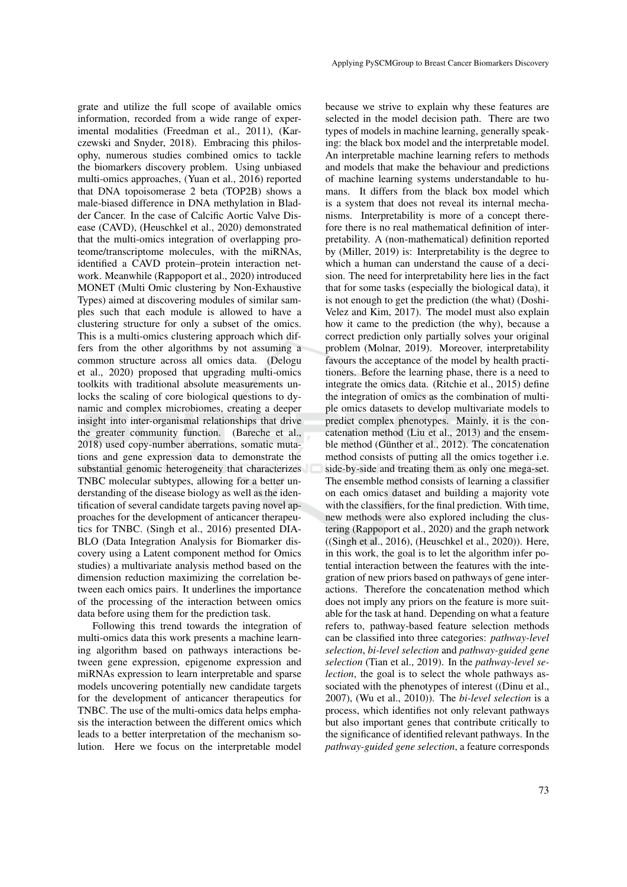grate and utilize the full scope of available omics information, recorded from a wide range of experimental modalities (Freedman et al., 2011), (Karczewski and Snyder, 2018). Embracing this philosophy, numerous studies combined omics to tackle the biomarkers discovery problem. Using unbiased multi-omics approaches, (Yuan et al., 2016) reported that DNA topoisomerase 2 beta (TOP2B) shows a male-biased difference in DNA methylation in Bladder Cancer. In the case of Calcific Aortic Valve Disease (CAVD), (Heuschkel et al., 2020) demonstrated that the multi-omics integration of overlapping proteome/transcriptome molecules, with the miRNAs, identified a CAVD protein–protein interaction network. Meanwhile (Rappoport et al., 2020) introduced MONET (Multi Omic clustering by Non-Exhaustive Types) aimed at discovering modules of similar samples such that each module is allowed to have a clustering structure for only a subset of the omics. This is a multi-omics clustering approach which differs from the other algorithms by not assuming a common structure across all omics data. (Delogu et al., 2020) proposed that upgrading multi-omics toolkits with traditional absolute measurements unlocks the scaling of core biological questions to dynamic and complex microbiomes, creating a deeper insight into inter-organismal relationships that drive the greater community function. (Bareche et al., 2018) used copy-number aberrations, somatic mutations and gene expression data to demonstrate the substantial genomic heterogeneity that characterizes TNBC molecular subtypes, allowing for a better understanding of the disease biology as well as the identification of several candidate targets paving novel approaches for the development of anticancer therapeutics for TNBC. (Singh et al., 2016) presented DIABLO (Data Integration Analysis for Biomarker discovery using a Latent component method for Omics studies) a multivariate analysis method based on the dimension reduction maximizing the correlation between each omics pairs. It underlines the importance of the processing of the interaction between omics data before using them for the prediction task.

Following this trend towards the integration of multi-omics data this work presents a machine learning algorithm based on pathways interactions between gene expression, epigenome expression and miRNAs expression to learn interpretable and sparse models uncovering potentially new candidate targets for the development of anticancer therapeutics for TNBC. The use of the multi-omics data helps emphasis the interaction between the different omics which leads to a better interpretation of the mechanism solution. Here we focus on the interpretable model because we strive to explain why these features are selected in the model decision path. There are two types of models in machine learning, generally speaking: the black box model and the interpretable model. An interpretable machine learning refers to methods and models that make the behaviour and predictions of machine learning systems understandable to humans. It differs from the black box model which is a system that does not reveal its internal mechanisms. Interpretability is more of a concept therefore there is no real mathematical definition of interpretability. A (non-mathematical) definition reported by (Miller, 2019) is: Interpretability is the degree to which a human can understand the cause of a decision. The need for interpretability here lies in the fact that for some tasks (especially the biological data), it is not enough to get the prediction (the what) (Doshi-Velez and Kim, 2017). The model must also explain how it came to the prediction (the why), because a correct prediction only partially solves your original problem (Molnar, 2019). Moreover, interpretability favours the acceptance of the model by health practitioners. Before the learning phase, there is a need to integrate the omics data. (Ritchie et al., 2015) define the integration of omics as the combination of multiple omics datasets to develop multivariate models to predict complex phenotypes. Mainly, it is the concatenation method (Liu et al., 2013) and the ensemble method (Günther et al., 2012). The concatenation method consists of putting all the omics together i.e. side-by-side and treating them as only one mega-set. The ensemble method consists of learning a classifier on each omics dataset and building a majority vote with the classifiers, for the final prediction. With time, new methods were also explored including the clustering (Rappoport et al., 2020) and the graph network ((Singh et al., 2016), (Heuschkel et al., 2020)). Here, in this work, the goal is to let the algorithm infer potential interaction between the features with the integration of new priors based on pathways of gene interactions. Therefore the concatenation method which does not imply any priors on the feature is more suitable for the task at hand. Depending on what a feature refers to, pathway-based feature selection methods can be classified into three categories: *pathway-level selection*, *bi-level selection* and *pathway-guided gene selection* (Tian et al., 2019). In the *pathway-level selection*, the goal is to select the whole pathways associated with the phenotypes of interest ((Dinu et al., 2007), (Wu et al., 2010)). The *bi-level selection* is a process, which identifies not only relevant pathways but also important genes that contribute critically to the significance of identified relevant pathways. In the *pathway-guided gene selection*, a feature corresponds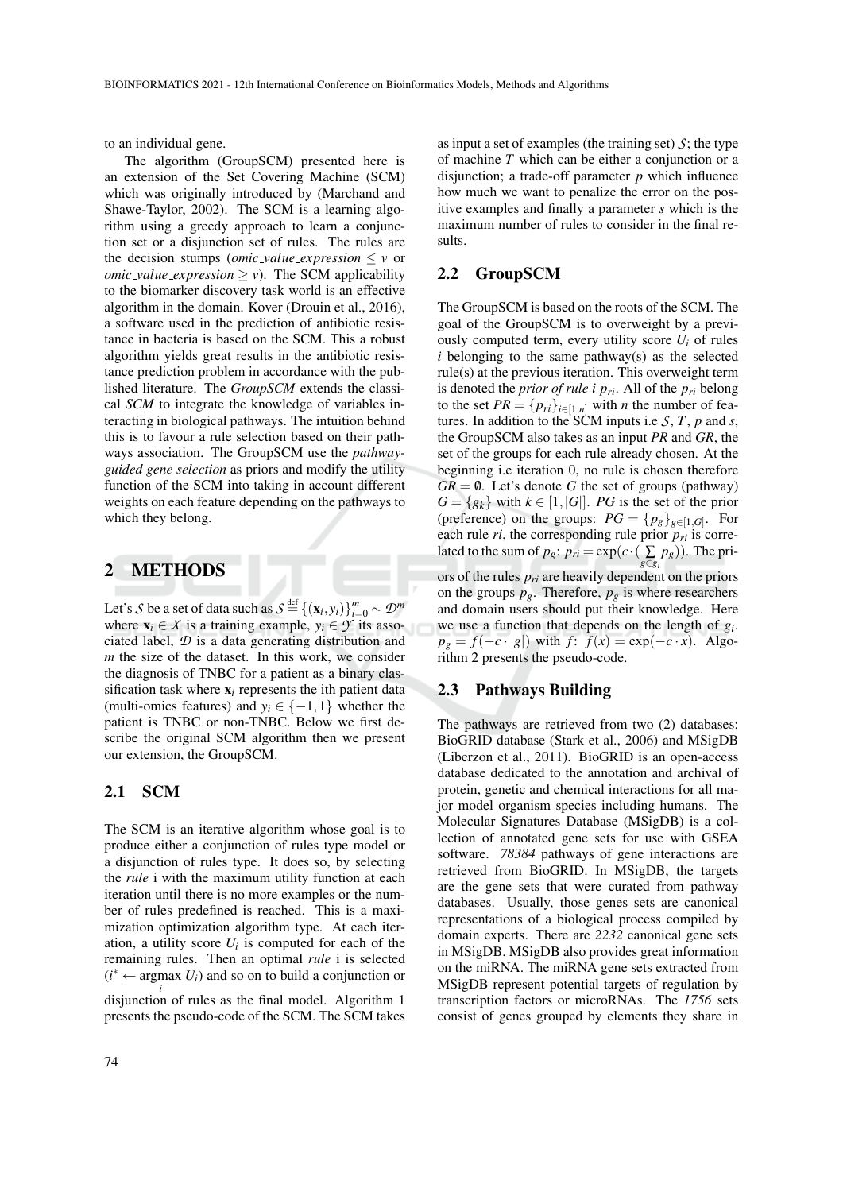to an individual gene.

The algorithm (GroupSCM) presented here is an extension of the Set Covering Machine (SCM) which was originally introduced by (Marchand and Shawe-Taylor, 2002). The SCM is a learning algorithm using a greedy approach to learn a conjunction set or a disjunction set of rules. The rules are the decision stumps (*omic_value_expression* $\leq v$ or *omic_value_expression* $\geq v$). The SCM applicability to the biomarker discovery task world is an effective algorithm in the domain. Kover (Drouin et al., 2016), a software used in the prediction of antibiotic resistance in bacteria is based on the SCM. This a robust algorithm yields great results in the antibiotic resistance prediction problem in accordance with the published literature. The *GroupSCM* extends the classical *SCM* to integrate the knowledge of variables interacting in biological pathways. The intuition behind this is to favour a rule selection based on their pathways association. The GroupSCM use the *pathway-guided gene selection* as priors and modify the utility function of the SCM into taking in account different weights on each feature depending on the pathways to which they belong.

## 2 METHODS

Let's $\mathcal{S}$ be a set of data such as $\mathcal{S} \stackrel{\text{def}}{=} \{(\mathbf{x}_i, y_i)\}_{i=0}^{m} \sim \mathcal{D}^m$ where $\mathbf{x}_i \in \mathcal{X}$ is a training example, $y_i \in \mathcal{Y}$ its associated label, $\mathcal{D}$ is a data generating distribution and $m$ the size of the dataset. In this work, we consider the diagnosis of TNBC for a patient as a binary classification task where $\mathbf{x}_i$ represents the ith patient data (multi-omics features) and $y_i \in \{-1, 1\}$ whether the patient is TNBC or non-TNBC. Below we first describe the original SCM algorithm then we present our extension, the GroupSCM.

### 2.1 SCM

The SCM is an iterative algorithm whose goal is to produce either a conjunction of rules type model or a disjunction of rules type. It does so, by selecting the *rule* i with the maximum utility function at each iteration until there is no more examples or the number of rules predefined is reached. This is a maximization optimization algorithm type. At each iteration, a utility score $U_i$ is computed for each of the remaining rules. Then an optimal *rule* i is selected ($i^* \leftarrow \underset{i}{\operatorname{argmax}}\, U_i$) and so on to build a conjunction or disjunction of rules as the final model. Algorithm 1 presents the pseudo-code of the SCM. The SCM takes as input a set of examples (the training set) $\mathcal{S}$; the type of machine $T$ which can be either a conjunction or a disjunction; a trade-off parameter $p$ which influence how much we want to penalize the error on the positive examples and finally a parameter $s$ which is the maximum number of rules to consider in the final results.

### 2.2 GroupSCM

The GroupSCM is based on the roots of the SCM. The goal of the GroupSCM is to overweight by a previously computed term, every utility score $U_i$ of rules $i$ belonging to the same pathway(s) as the selected rule(s) at the previous iteration. This overweight term is denoted the *prior of rule i* $p_{ri}$. All of the $p_{ri}$ belong to the set $PR = \{p_{ri}\}_{i \in [1,n]}$ with $n$ the number of features. In addition to the SCM inputs i.e $\mathcal{S}$, $T$, $p$ and $s$, the GroupSCM also takes as an input $PR$ and $GR$, the set of the groups for each rule already chosen. At the beginning i.e iteration 0, no rule is chosen therefore $GR = \emptyset$. Let's denote $G$ the set of groups (pathway) $G = \{g_k\}$ with $k \in [1, |G|]$. $PG$ is the set of the prior (preference) on the groups: $PG = \{p_g\}_{g \in [1,G]}$. For each rule $ri$, the corresponding rule prior $p_{ri}$ is correlated to the sum of $p_g$: $p_{ri} = \exp(c \cdot (\sum_{g \in g_i} p_g))$. The priors of the rules $p_{ri}$ are heavily dependent on the priors on the groups $p_g$. Therefore, $p_g$ is where researchers and domain users should put their knowledge. Here we use a function that depends on the length of $g_i$. $p_g = f(-c \cdot |g|)$ with $f$: $f(x) = \exp(-c \cdot x)$. Algorithm 2 presents the pseudo-code.

### 2.3 Pathways Building

The pathways are retrieved from two (2) databases: BioGRID database (Stark et al., 2006) and MSigDB (Liberzon et al., 2011). BioGRID is an open-access database dedicated to the annotation and archival of protein, genetic and chemical interactions for all major model organism species including humans. The Molecular Signatures Database (MSigDB) is a collection of annotated gene sets for use with GSEA software. *78384* pathways of gene interactions are retrieved from BioGRID. In MSigDB, the targets are the gene sets that were curated from pathway databases. Usually, those genes sets are canonical representations of a biological process compiled by domain experts. There are *2232* canonical gene sets in MSigDB. MSigDB also provides great information on the miRNA. The miRNA gene sets extracted from MSigDB represent potential targets of regulation by transcription factors or microRNAs. The *1756* sets consist of genes grouped by elements they share in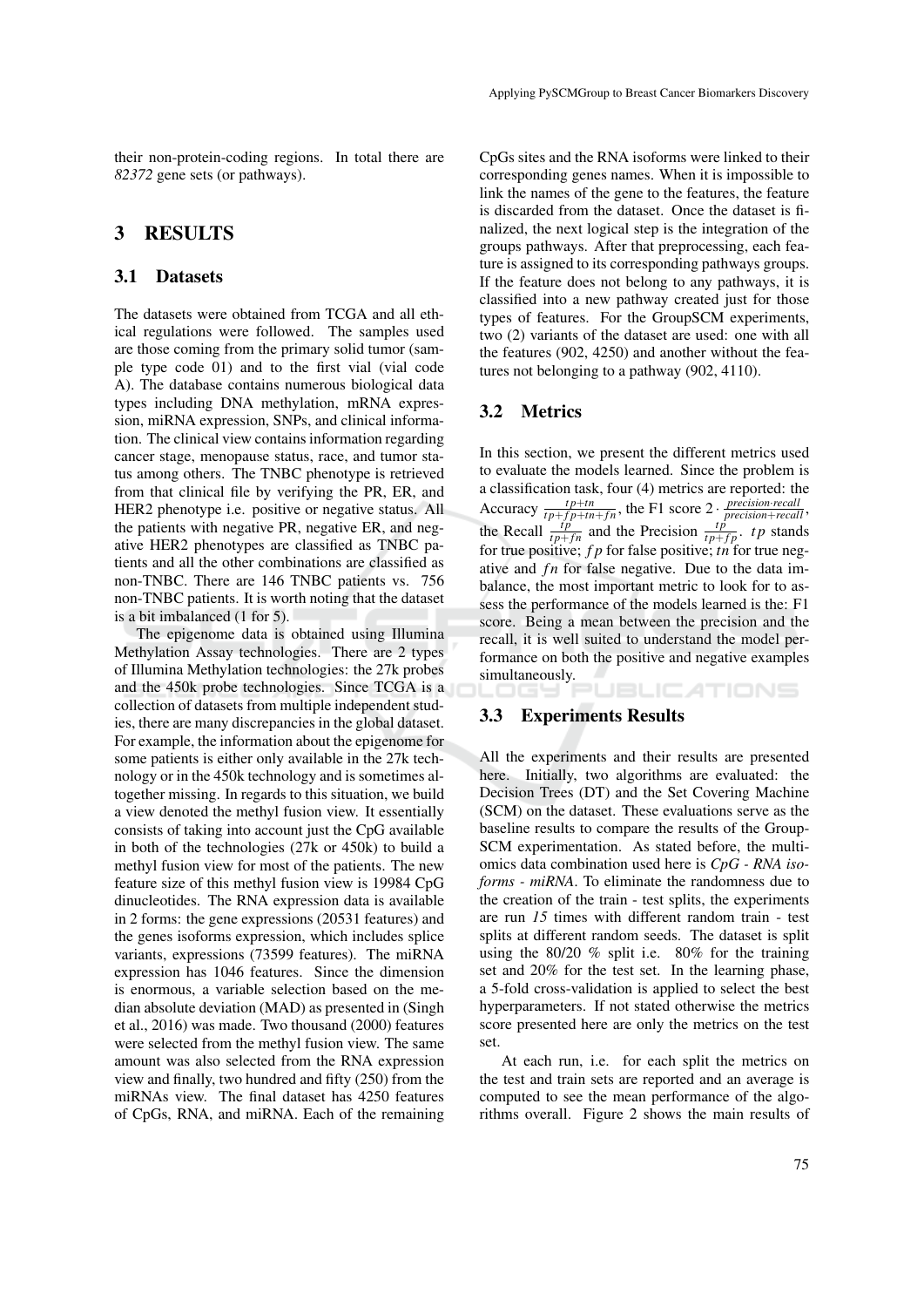their non-protein-coding regions. In total there are *82372* gene sets (or pathways).

## 3 RESULTS

### 3.1 Datasets

The datasets were obtained from TCGA and all ethical regulations were followed. The samples used are those coming from the primary solid tumor (sample type code 01) and to the first vial (vial code A). The database contains numerous biological data types including DNA methylation, mRNA expression, miRNA expression, SNPs, and clinical information. The clinical view contains information regarding cancer stage, menopause status, race, and tumor status among others. The TNBC phenotype is retrieved from that clinical file by verifying the PR, ER, and HER2 phenotype i.e. positive or negative status. All the patients with negative PR, negative ER, and negative HER2 phenotypes are classified as TNBC patients and all the other combinations are classified as non-TNBC. There are 146 TNBC patients vs. 756 non-TNBC patients. It is worth noting that the dataset is a bit imbalanced (1 for 5).

The epigenome data is obtained using Illumina Methylation Assay technologies. There are 2 types of Illumina Methylation technologies: the 27k probes and the 450k probe technologies. Since TCGA is a collection of datasets from multiple independent studies, there are many discrepancies in the global dataset. For example, the information about the epigenome for some patients is either only available in the 27k technology or in the 450k technology and is sometimes altogether missing. In regards to this situation, we build a view denoted the methyl fusion view. It essentially consists of taking into account just the CpG available in both of the technologies (27k or 450k) to build a methyl fusion view for most of the patients. The new feature size of this methyl fusion view is 19984 CpG dinucleotides. The RNA expression data is available in 2 forms: the gene expressions (20531 features) and the genes isoforms expression, which includes splice variants, expressions (73599 features). The miRNA expression has 1046 features. Since the dimension is enormous, a variable selection based on the median absolute deviation (MAD) as presented in (Singh et al., 2016) was made. Two thousand (2000) features were selected from the methyl fusion view. The same amount was also selected from the RNA expression view and finally, two hundred and fifty (250) from the miRNAs view. The final dataset has 4250 features of CpGs, RNA, and miRNA. Each of the remaining CpGs sites and the RNA isoforms were linked to their corresponding genes names. When it is impossible to link the names of the gene to the features, the feature is discarded from the dataset. Once the dataset is finalized, the next logical step is the integration of the groups pathways. After that preprocessing, each feature is assigned to its corresponding pathways groups. If the feature does not belong to any pathways, it is classified into a new pathway created just for those types of features. For the GroupSCM experiments, two (2) variants of the dataset are used: one with all the features (902, 4250) and another without the features not belonging to a pathway (902, 4110).

### 3.2 Metrics

In this section, we present the different metrics used to evaluate the models learned. Since the problem is a classification task, four (4) metrics are reported: the Accuracy $\frac{tp+tn}{tp+fp+tn+fn}$, the F1 score $2 \cdot \frac{precision \cdot recall}{precision+recall}$, the Recall $\frac{tp}{tp+fn}$ and the Precision $\frac{tp}{tp+fp}$. $tp$ stands for true positive; $fp$ for false positive; $tn$ for true negative and $fn$ for false negative. Due to the data imbalance, the most important metric to look for to assess the performance of the models learned is the: F1 score. Being a mean between the precision and the recall, it is well suited to understand the model performance on both the positive and negative examples simultaneously.

### 3.3 Experiments Results

All the experiments and their results are presented here. Initially, two algorithms are evaluated: the Decision Trees (DT) and the Set Covering Machine (SCM) on the dataset. These evaluations serve as the baseline results to compare the results of the GroupSCM experimentation. As stated before, the multi-omics data combination used here is *CpG - RNA isoforms - miRNA*. To eliminate the randomness due to the creation of the train - test splits, the experiments are run *15* times with different random train - test splits at different random seeds. The dataset is split using the 80/20 % split i.e. 80% for the training set and 20% for the test set. In the learning phase, a 5-fold cross-validation is applied to select the best hyperparameters. If not stated otherwise the metrics score presented here are only the metrics on the test set.

At each run, i.e. for each split the metrics on the test and train sets are reported and an average is computed to see the mean performance of the algorithms overall. Figure 2 shows the main results of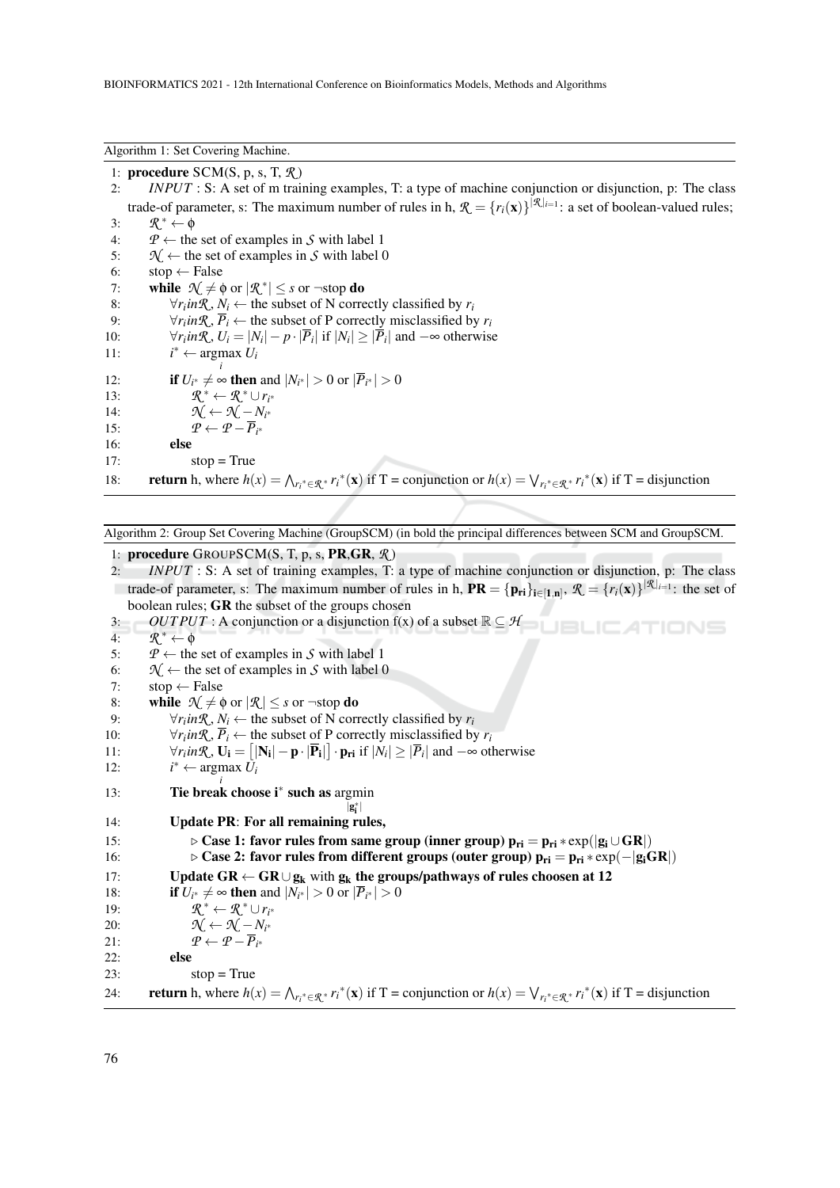Algorithm 1: Set Covering Machine.

```
1:  procedure SCM(S, p, s, T, 𝓡)
2:      INPUT : S: A set of m training examples, T: a type of machine conjunction or disjunction, p: The class
        trade-of parameter, s: The maximum number of rules in h, 𝓡 = {r_i(x)}^{|𝓡|}_{i=1}: a set of boolean-valued rules;
3:      𝓡* ← ϕ
4:      𝓟 ← the set of examples in 𝓢 with label 1
5:      𝓝 ← the set of examples in 𝓢 with label 0
6:      stop ← False
7:      while 𝓝 ≠ ϕ or |𝓡*| ≤ s or ¬stop do
8:          ∀r_i in 𝓡, N_i ← the subset of N correctly classified by r_i
9:          ∀r_i in 𝓡, P̄_i ← the subset of P correctly misclassified by r_i
10:         ∀r_i in 𝓡, U_i = |N_i| − p · |P̄_i| if |N_i| ≥ |P̄_i| and −∞ otherwise
11:         i* ← argmax_i U_i
12:         if U_{i*} ≠ ∞ then and |N_{i*}| > 0 or |P̄_{i*}| > 0
13:             𝓡* ← 𝓡* ∪ r_{i*}
14:             𝓝 ← 𝓝 − N_{i*}
15:             𝓟 ← 𝓟 − P̄_{i*}
16:         else
17:             stop = True
18:     return h, where h(x) = ⋀_{r_i* ∈ 𝓡*} r_i*(x) if T = conjunction or h(x) = ⋁_{r_i* ∈ 𝓡*} r_i*(x) if T = disjunction
```

Algorithm 2: Group Set Covering Machine (GroupSCM) (in bold the principal differences between SCM and GroupSCM.

```
1:  procedure GROUPSCM(S, T, p, s, PR, GR, 𝓡)
2:      INPUT : S: A set of training examples, T: a type of machine conjunction or disjunction, p: The class
        trade-of parameter, s: The maximum number of rules in h, PR = {p_ri}_{i∈[1,n]}, 𝓡 = {r_i(x)}^{|𝓡|}_{i=1}: the set of
        boolean rules; GR the subset of the groups chosen
3:      OUTPUT : A conjunction or a disjunction f(x) of a subset ℝ ⊆ 𝓗
4:      𝓡* ← ϕ
5:      𝓟 ← the set of examples in 𝓢 with label 1
6:      𝓝 ← the set of examples in 𝓢 with label 0
7:      stop ← False
8:      while 𝓝 ≠ ϕ or |𝓡| ≤ s or ¬stop do
9:          ∀r_i in 𝓡, N_i ← the subset of N correctly classified by r_i
10:         ∀r_i in 𝓡, P̄_i ← the subset of P correctly misclassified by r_i
11:         ∀r_i in 𝓡, U_i = [|N_i| − p · |P̄_i|] · p_ri if |N_i| ≥ |P̄_i| and −∞ otherwise
12:         i* ← argmax_i U_i
13:         Tie break choose i* such as argmin_{|g_i*|}
14:         Update PR: For all remaining rules,
15:             ▷ Case 1: favor rules from same group (inner group) p_ri = p_ri * exp(|g_i ∪ GR|)
16:             ▷ Case 2: favor rules from different groups (outer group) p_ri = p_ri * exp(−|g_i GR|)
17:         Update GR ← GR ∪ g_k with g_k the groups/pathways of rules choosen at 12
18:         if U_{i*} ≠ ∞ then and |N_{i*}| > 0 or |P̄_{i*}| > 0
19:             𝓡* ← 𝓡* ∪ r_{i*}
20:             𝓝 ← 𝓝 − N_{i*}
21:             𝓟 ← 𝓟 − P̄_{i*}
22:         else
23:             stop = True
24:     return h, where h(x) = ⋀_{r_i* ∈ 𝓡*} r_i*(x) if T = conjunction or h(x) = ⋁_{r_i* ∈ 𝓡*} r_i*(x) if T = disjunction
```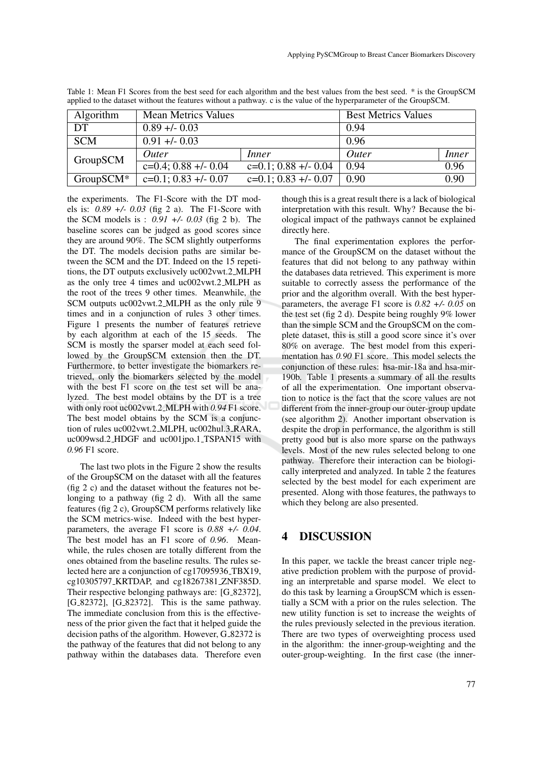Table 1: Mean F1 Scores from the best seed for each algorithm and the best values from the best seed. * is the GroupSCM applied to the dataset without the features without a pathway. c is the value of the hyperparameter of the GroupSCM.

| Algorithm | Mean Metrics Values | | Best Metrics Values | |
|---|---|---|---|---|
| DT | 0.89 +/- 0.03 | | 0.94 | |
| SCM | 0.91 +/- 0.03 | | 0.96 | |
| GroupSCM | *Outer* | *Inner* | *Outer* | *Inner* |
| | c=0.4; 0.88 +/- 0.04 | c=0.1; 0.88 +/- 0.04 | 0.94 | 0.96 |
| GroupSCM* | c=0.1; 0.83 +/- 0.07 | c=0.1; 0.83 +/- 0.07 | 0.90 | 0.90 |

the experiments. The F1-Score with the DT models is: *0.89 +/- 0.03* (fig 2 a). The F1-Score with the SCM models is : *0.91 +/- 0.03* (fig 2 b). The baseline scores can be judged as good scores since they are around 90%. The SCM slightly outperforms the DT. The models decision paths are similar between the SCM and the DT. Indeed on the 15 repetitions, the DT outputs exclusively uc002vwt.2_MLPH as the only tree 4 times and uc002vwt.2_MLPH as the root of the trees 9 other times. Meanwhile, the SCM outputs uc002vwt.2_MLPH as the only rule 9 times and in a conjunction of rules 3 other times. Figure 1 presents the number of features retrieve by each algorithm at each of the 15 seeds. The SCM is mostly the sparser model at each seed followed by the GroupSCM extension then the DT. Furthermore, to better investigate the biomarkers retrieved, only the biomarkers selected by the model with the best F1 score on the test set will be analyzed. The best model obtains by the DT is a tree with only root uc002vwt.2_MLPH with *0.94* F1 score. The best model obtains by the SCM is a conjunction of rules uc002vwt.2_MLPH, uc002hul.3_RARA, uc009wsd.2_HDGF and uc001jpo.1_TSPAN15 with *0.96* F1 score.

The last two plots in the Figure 2 show the results of the GroupSCM on the dataset with all the features (fig 2 c) and the dataset without the features not belonging to a pathway (fig 2 d). With all the same features (fig 2 c), GroupSCM performs relatively like the SCM metrics-wise. Indeed with the best hyperparameters, the average F1 score is *0.88 +/- 0.04*. The best model has an F1 score of *0.96*. Meanwhile, the rules chosen are totally different from the ones obtained from the baseline results. The rules selected here are a conjunction of cg17095936_TBX19, cg10305797_KRTDAP, and cg18267381_ZNF385D. Their respective belonging pathways are: [G_82372], [G_82372], [G_82372]. This is the same pathway. The immediate conclusion from this is the effectiveness of the prior given the fact that it helped guide the decision paths of the algorithm. However, G_82372 is the pathway of the features that did not belong to any pathway within the databases data. Therefore even though this is a great result there is a lack of biological interpretation with this result. Why? Because the biological impact of the pathways cannot be explained directly here.

The final experimentation explores the performance of the GroupSCM on the dataset without the features that did not belong to any pathway within the databases data retrieved. This experiment is more suitable to correctly assess the performance of the prior and the algorithm overall. With the best hyperparameters, the average F1 score is *0.82 +/- 0.05* on the test set (fig 2 d). Despite being roughly 9% lower than the simple SCM and the GroupSCM on the complete dataset, this is still a good score since it's over 80% on average. The best model from this experimentation has *0.90* F1 score. This model selects the conjunction of these rules: hsa-mir-18a and hsa-mir-190b. Table 1 presents a summary of all the results of all the experimentation. One important observation to notice is the fact that the score values are not different from the inner-group our outer-group update (see algorithm 2). Another important observation is despite the drop in performance, the algorithm is still pretty good but is also more sparse on the pathways levels. Most of the new rules selected belong to one pathway. Therefore their interaction can be biologically interpreted and analyzed. In table 2 the features selected by the best model for each experiment are presented. Along with those features, the pathways to which they belong are also presented.

## 4 DISCUSSION

In this paper, we tackle the breast cancer triple negative prediction problem with the purpose of providing an interpretable and sparse model. We elect to do this task by learning a GroupSCM which is essentially a SCM with a prior on the rules selection. The new utility function is set to increase the weights of the rules previously selected in the previous iteration. There are two types of overweighting process used in the algorithm: the inner-group-weighting and the outer-group-weighting. In the first case (the inner-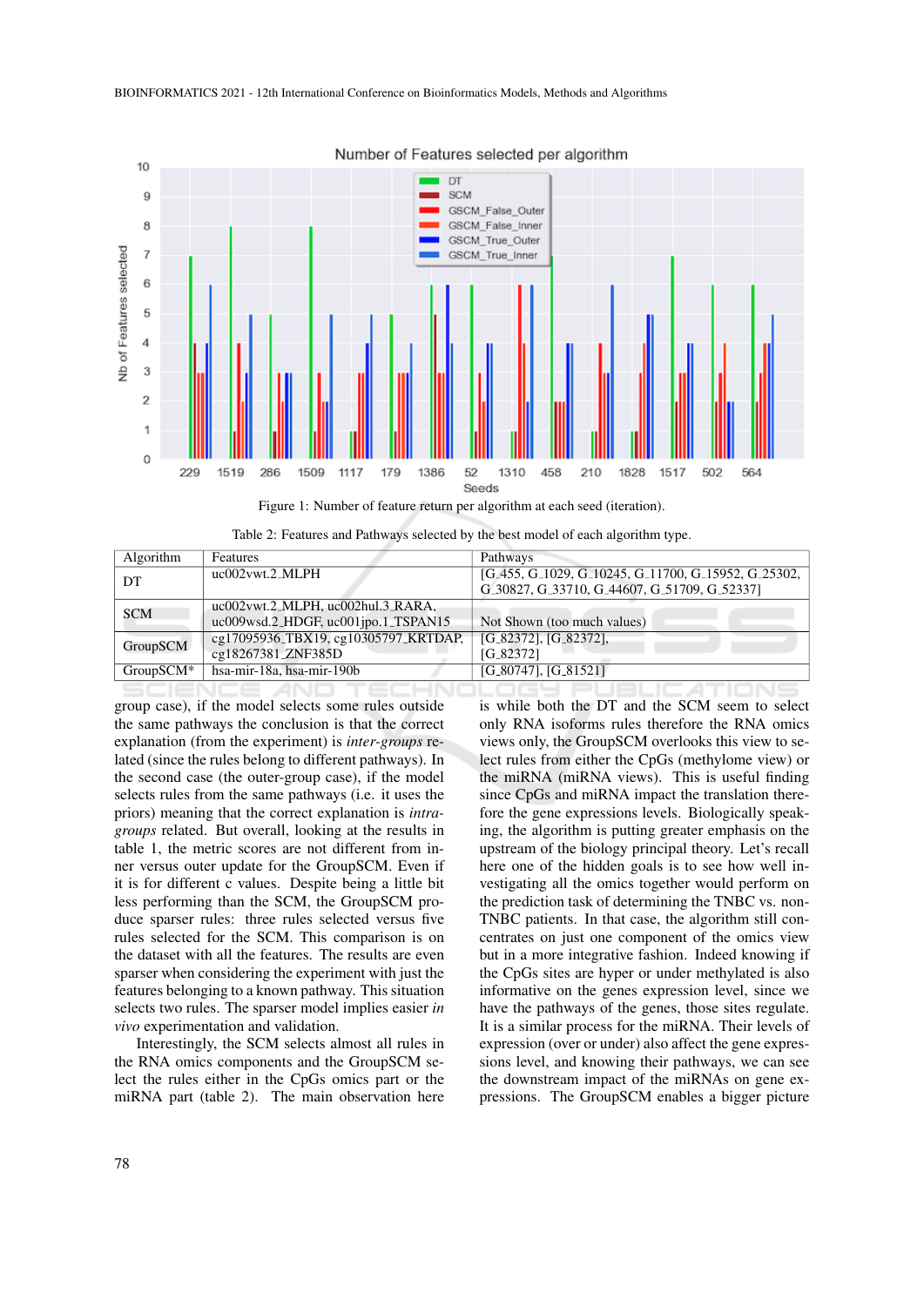Figure 1: Number of feature return per algorithm at each seed (iteration).

Table 2: Features and Pathways selected by the best model of each algorithm type.

| Algorithm | Features | Pathways |
|---|---|---|
| DT | uc002vwt.2_MLPH | [G_455, G_1029, G_10245, G_11700, G_15952, G_25302, G_30827, G_33710, G_44607, G_51709, G_52337] |
| SCM | uc002vwt.2_MLPH, uc002hul.3_RARA, uc009wsd.2_HDGF, uc001jpo.1_TSPAN15 | Not Shown (too much values) |
| GroupSCM | cg17095936_TBX19, cg10305797_KRTDAP, cg18267381_ZNF385D | [G_82372], [G_82372], [G_82372] |
| GroupSCM* | hsa-mir-18a, hsa-mir-190b | [G_80747], [G_81521] |

group case), if the model selects some rules outside the same pathways the conclusion is that the correct explanation (from the experiment) is *inter-groups* related (since the rules belong to different pathways). In the second case (the outer-group case), if the model selects rules from the same pathways (i.e. it uses the priors) meaning that the correct explanation is *intra-groups* related. But overall, looking at the results in table 1, the metric scores are not different from inner versus outer update for the GroupSCM. Even if it is for different c values. Despite being a little bit less performing than the SCM, the GroupSCM produce sparser rules: three rules selected versus five rules selected for the SCM. This comparison is on the dataset with all the features. The results are even sparser when considering the experiment with just the features belonging to a known pathway. This situation selects two rules. The sparser model implies easier *in vivo* experimentation and validation.

Interestingly, the SCM selects almost all rules in the RNA omics components and the GroupSCM select the rules either in the CpGs omics part or the miRNA part (table 2). The main observation here is while both the DT and the SCM seem to select only RNA isoforms rules therefore the RNA omics views only, the GroupSCM overlooks this view to select rules from either the CpGs (methylome view) or the miRNA (miRNA views). This is useful finding since CpGs and miRNA impact the translation therefore the gene expressions levels. Biologically speaking, the algorithm is putting greater emphasis on the upstream of the biology principal theory. Let's recall here one of the hidden goals is to see how well investigating all the omics together would perform on the prediction task of determining the TNBC vs. non-TNBC patients. In that case, the algorithm still concentrates on just one component of the omics view but in a more integrative fashion. Indeed knowing if the CpGs sites are hyper or under methylated is also informative on the genes expression level, since we have the pathways of the genes, those sites regulate. It is a similar process for the miRNA. Their levels of expression (over or under) also affect the gene expressions level, and knowing their pathways, we can see the downstream impact of the miRNAs on gene expressions. The GroupSCM enables a bigger picture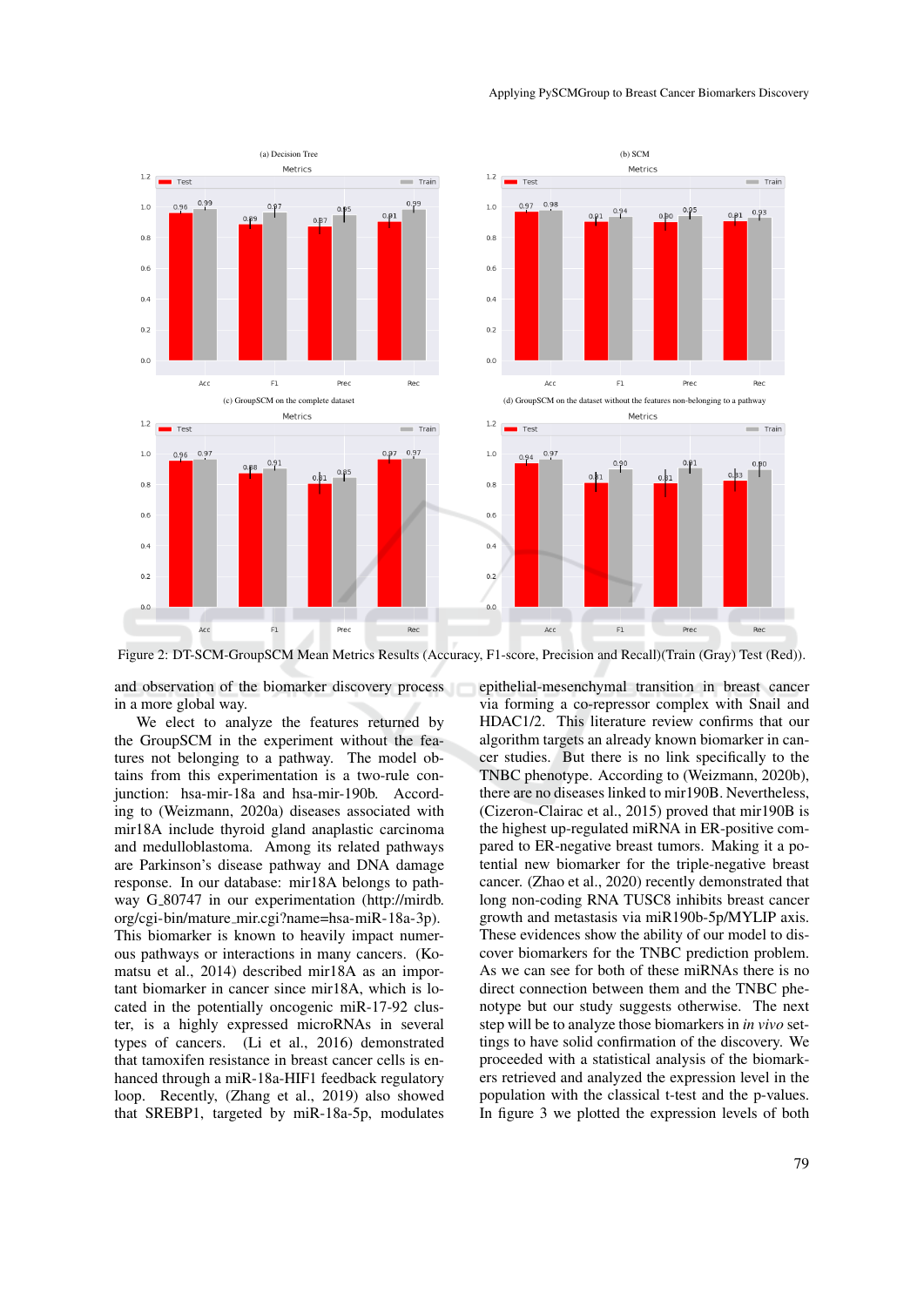Figure 2: DT-SCM-GroupSCM Mean Metrics Results (Accuracy, F1-score, Precision and Recall)(Train (Gray) Test (Red)).

and observation of the biomarker discovery process in a more global way.

We elect to analyze the features returned by the GroupSCM in the experiment without the features not belonging to a pathway. The model obtains from this experimentation is a two-rule conjunction: hsa-mir-18a and hsa-mir-190b. According to (Weizmann, 2020a) diseases associated with mir18A include thyroid gland anaplastic carcinoma and medulloblastoma. Among its related pathways are Parkinson's disease pathway and DNA damage response. In our database: mir18A belongs to pathway G_80747 in our experimentation (http://mirdb.org/cgi-bin/mature_mir.cgi?name=hsa-miR-18a-3p). This biomarker is known to heavily impact numerous pathways or interactions in many cancers. (Komatsu et al., 2014) described mir18A as an important biomarker in cancer since mir18A, which is located in the potentially oncogenic miR-17-92 cluster, is a highly expressed microRNAs in several types of cancers. (Li et al., 2016) demonstrated that tamoxifen resistance in breast cancer cells is enhanced through a miR-18a-HIF1 feedback regulatory loop. Recently, (Zhang et al., 2019) also showed that SREBP1, targeted by miR-18a-5p, modulates epithelial-mesenchymal transition in breast cancer via forming a co-repressor complex with Snail and HDAC1/2. This literature review confirms that our algorithm targets an already known biomarker in cancer studies. But there is no link specifically to the TNBC phenotype. According to (Weizmann, 2020b), there are no diseases linked to mir190B. Nevertheless, (Cizeron-Clairac et al., 2015) proved that mir190B is the highest up-regulated miRNA in ER-positive compared to ER-negative breast tumors. Making it a potential new biomarker for the triple-negative breast cancer. (Zhao et al., 2020) recently demonstrated that long non-coding RNA TUSC8 inhibits breast cancer growth and metastasis via miR190b-5p/MYLIP axis. These evidences show the ability of our model to discover biomarkers for the TNBC prediction problem. As we can see for both of these miRNAs there is no direct connection between them and the TNBC phenotype but our study suggests otherwise. The next step will be to analyze those biomarkers in *in vivo* settings to have solid confirmation of the discovery. We proceeded with a statistical analysis of the biomarkers retrieved and analyzed the expression level in the population with the classical t-test and the p-values. In figure 3 we plotted the expression levels of both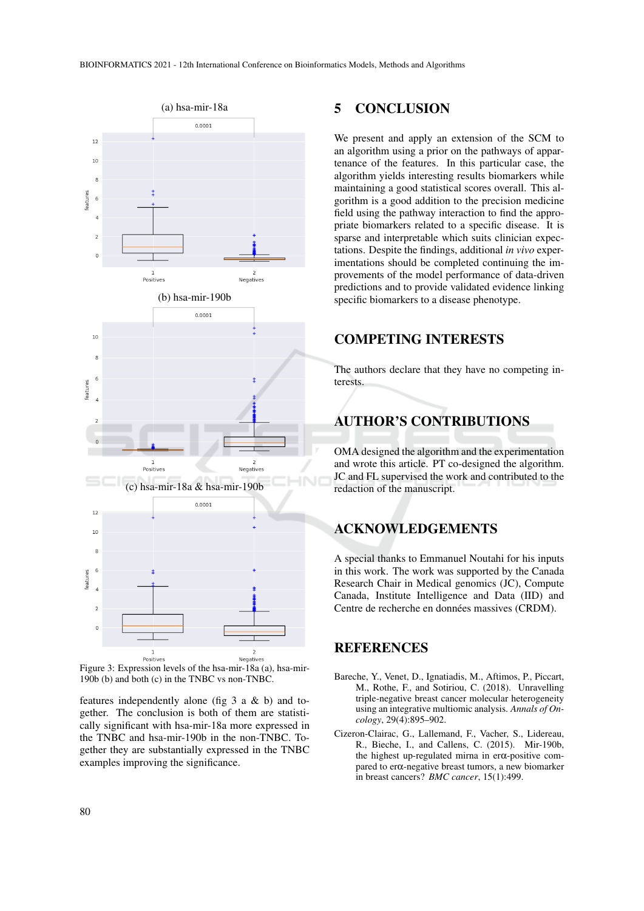(a) hsa-mir-18a

(b) hsa-mir-190b

(c) hsa-mir-18a & hsa-mir-190b

Figure 3: Expression levels of the hsa-mir-18a (a), hsa-mir-190b (b) and both (c) in the TNBC vs non-TNBC.

features independently alone (fig 3 a & b) and together. The conclusion is both of them are statistically significant with hsa-mir-18a more expressed in the TNBC and hsa-mir-190b in the non-TNBC. Together they are substantially expressed in the TNBC examples improving the significance.

## 5 CONCLUSION

We present and apply an extension of the SCM to an algorithm using a prior on the pathways of appartenance of the features. In this particular case, the algorithm yields interesting results biomarkers while maintaining a good statistical scores overall. This algorithm is a good addition to the precision medicine field using the pathway interaction to find the appropriate biomarkers related to a specific disease. It is sparse and interpretable which suits clinician expectations. Despite the findings, additional *in vivo* experimentations should be completed continuing the improvements of the model performance of data-driven predictions and to provide validated evidence linking specific biomarkers to a disease phenotype.

## COMPETING INTERESTS

The authors declare that they have no competing interests.

## AUTHOR'S CONTRIBUTIONS

OMA designed the algorithm and the experimentation and wrote this article. PT co-designed the algorithm. JC and FL supervised the work and contributed to the redaction of the manuscript.

## ACKNOWLEDGEMENTS

A special thanks to Emmanuel Noutahi for his inputs in this work. The work was supported by the Canada Research Chair in Medical genomics (JC), Compute Canada, Institute Intelligence and Data (IID) and Centre de recherche en données massives (CRDM).

## REFERENCES

Bareche, Y., Venet, D., Ignatiadis, M., Aftimos, P., Piccart, M., Rothe, F., and Sotiriou, C. (2018). Unravelling triple-negative breast cancer molecular heterogeneity using an integrative multiomic analysis. *Annals of Oncology*, 29(4):895–902.

Cizeron-Clairac, G., Lallemand, F., Vacher, S., Lidereau, R., Bieche, I., and Callens, C. (2015). Mir-190b, the highest up-regulated mirna in er$\alpha$-positive compared to er$\alpha$-negative breast tumors, a new biomarker in breast cancers? *BMC cancer*, 15(1):499.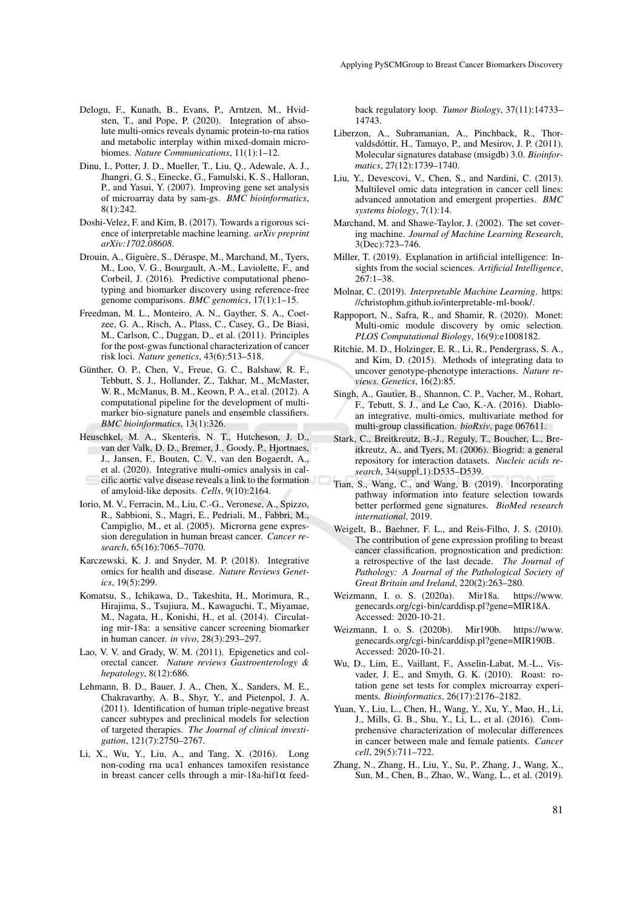Delogu, F., Kunath, B., Evans, P., Arntzen, M., Hvidsten, T., and Pope, P. (2020). Integration of absolute multi-omics reveals dynamic protein-to-rna ratios and metabolic interplay within mixed-domain microbiomes. *Nature Communications*, 11(1):1–12.

Dinu, I., Potter, J. D., Mueller, T., Liu, Q., Adewale, A. J., Jhangri, G. S., Einecke, G., Famulski, K. S., Halloran, P., and Yasui, Y. (2007). Improving gene set analysis of microarray data by sam-gs. *BMC bioinformatics*, 8(1):242.

Doshi-Velez, F. and Kim, B. (2017). Towards a rigorous science of interpretable machine learning. *arXiv preprint arXiv:1702.08608*.

Drouin, A., Giguère, S., Déraspe, M., Marchand, M., Tyers, M., Loo, V. G., Bourgault, A.-M., Laviolette, F., and Corbeil, J. (2016). Predictive computational phenotyping and biomarker discovery using reference-free genome comparisons. *BMC genomics*, 17(1):1–15.

Freedman, M. L., Monteiro, A. N., Gayther, S. A., Coetzee, G. A., Risch, A., Plass, C., Casey, G., De Biasi, M., Carlson, C., Duggan, D., et al. (2011). Principles for the post-gwas functional characterization of cancer risk loci. *Nature genetics*, 43(6):513–518.

Günther, O. P., Chen, V., Freue, G. C., Balshaw, R. F., Tebbutt, S. J., Hollander, Z., Takhar, M., McMaster, W. R., McManus, B. M., Keown, P. A., et al. (2012). A computational pipeline for the development of multi-marker bio-signature panels and ensemble classifiers. *BMC bioinformatics*, 13(1):326.

Heuschkel, M. A., Skenteris, N. T., Hutcheson, J. D., van der Valk, D. D., Bremer, J., Goody, P., Hjortnaes, J., Jansen, F., Bouten, C. V., van den Bogaerdt, A., et al. (2020). Integrative multi-omics analysis in calcific aortic valve disease reveals a link to the formation of amyloid-like deposits. *Cells*, 9(10):2164.

Iorio, M. V., Ferracin, M., Liu, C.-G., Veronese, A., Spizzo, R., Sabbioni, S., Magri, E., Pedriali, M., Fabbri, M., Campiglio, M., et al. (2005). Microrna gene expression deregulation in human breast cancer. *Cancer research*, 65(16):7065–7070.

Karczewski, K. J. and Snyder, M. P. (2018). Integrative omics for health and disease. *Nature Reviews Genetics*, 19(5):299.

Komatsu, S., Ichikawa, D., Takeshita, H., Morimura, R., Hirajima, S., Tsujiura, M., Kawaguchi, T., Miyamae, M., Nagata, H., Konishi, H., et al. (2014). Circulating mir-18a: a sensitive cancer screening biomarker in human cancer. *in vivo*, 28(3):293–297.

Lao, V. V. and Grady, W. M. (2011). Epigenetics and colorectal cancer. *Nature reviews Gastroenterology & hepatology*, 8(12):686.

Lehmann, B. D., Bauer, J. A., Chen, X., Sanders, M. E., Chakravarthy, A. B., Shyr, Y., and Pietenpol, J. A. (2011). Identification of human triple-negative breast cancer subtypes and preclinical models for selection of targeted therapies. *The Journal of clinical investigation*, 121(7):2750–2767.

Li, X., Wu, Y., Liu, A., and Tang, X. (2016). Long non-coding rna uca1 enhances tamoxifen resistance in breast cancer cells through a mir-18a-hif1α feedback regulatory loop. *Tumor Biology*, 37(11):14733–14743.

Liberzon, A., Subramanian, A., Pinchback, R., Thorvaldsdóttir, H., Tamayo, P., and Mesirov, J. P. (2011). Molecular signatures database (msigdb) 3.0. *Bioinformatics*, 27(12):1739–1740.

Liu, Y., Devescovi, V., Chen, S., and Nardini, C. (2013). Multilevel omic data integration in cancer cell lines: advanced annotation and emergent properties. *BMC systems biology*, 7(1):14.

Marchand, M. and Shawe-Taylor, J. (2002). The set covering machine. *Journal of Machine Learning Research*, 3(Dec):723–746.

Miller, T. (2019). Explanation in artificial intelligence: Insights from the social sciences. *Artificial Intelligence*, 267:1–38.

Molnar, C. (2019). *Interpretable Machine Learning*. https://christophm.github.io/interpretable-ml-book/.

Rappoport, N., Safra, R., and Shamir, R. (2020). Monet: Multi-omic module discovery by omic selection. *PLOS Computational Biology*, 16(9):e1008182.

Ritchie, M. D., Holzinger, E. R., Li, R., Pendergrass, S. A., and Kim, D. (2015). Methods of integrating data to uncover genotype-phenotype interactions. *Nature reviews. Genetics*, 16(2):85.

Singh, A., Gautier, B., Shannon, C. P., Vacher, M., Rohart, F., Tebutt, S. J., and Le Cao, K.-A. (2016). Diablo-an integrative, multi-omics, multivariate method for multi-group classification. *bioRxiv*, page 067611.

Stark, C., Breitkreutz, B.-J., Reguly, T., Boucher, L., Breitkreutz, A., and Tyers, M. (2006). Biogrid: a general repository for interaction datasets. *Nucleic acids research*, 34(suppl_1):D535–D539.

Tian, S., Wang, C., and Wang, B. (2019). Incorporating pathway information into feature selection towards better performed gene signatures. *BioMed research international*, 2019.

Weigelt, B., Baehner, F. L., and Reis-Filho, J. S. (2010). The contribution of gene expression profiling to breast cancer classification, prognostication and prediction: a retrospective of the last decade. *The Journal of Pathology: A Journal of the Pathological Society of Great Britain and Ireland*, 220(2):263–280.

Weizmann, I. o. S. (2020a). Mir18a. https://www.genecards.org/cgi-bin/carddisp.pl?gene=MIR18A. Accessed: 2020-10-21.

Weizmann, I. o. S. (2020b). Mir190b. https://www.genecards.org/cgi-bin/carddisp.pl?gene=MIR190B. Accessed: 2020-10-21.

Wu, D., Lim, E., Vaillant, F., Asselin-Labat, M.-L., Visvader, J. E., and Smyth, G. K. (2010). Roast: rotation gene set tests for complex microarray experiments. *Bioinformatics*, 26(17):2176–2182.

Yuan, Y., Liu, L., Chen, H., Wang, Y., Xu, Y., Mao, H., Li, J., Mills, G. B., Shu, Y., Li, L., et al. (2016). Comprehensive characterization of molecular differences in cancer between male and female patients. *Cancer cell*, 29(5):711–722.

Zhang, N., Zhang, H., Liu, Y., Su, P., Zhang, J., Wang, X., Sun, M., Chen, B., Zhao, W., Wang, L., et al. (2019).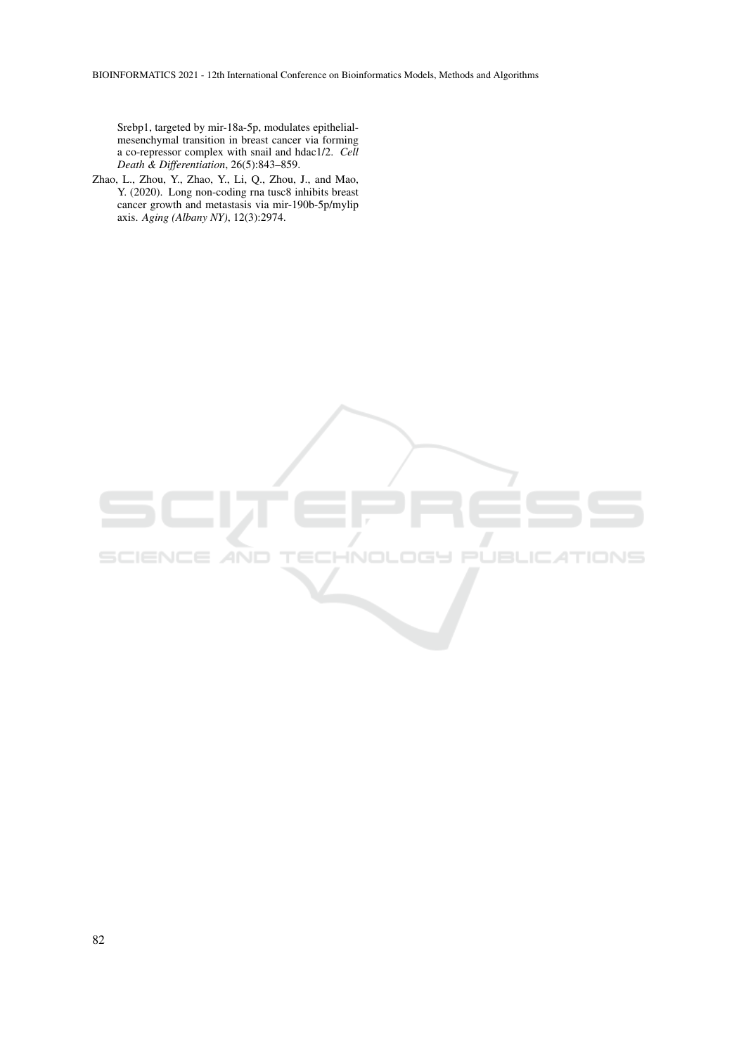Srebp1, targeted by mir-18a-5p, modulates epithelial-mesenchymal transition in breast cancer via forming a co-repressor complex with snail and hdac1/2. *Cell Death & Differentiation*, 26(5):843–859.

Zhao, L., Zhou, Y., Zhao, Y., Li, Q., Zhou, J., and Mao, Y. (2020). Long non-coding rna tusc8 inhibits breast cancer growth and metastasis via mir-190b-5p/mylip axis. *Aging (Albany NY)*, 12(3):2974.